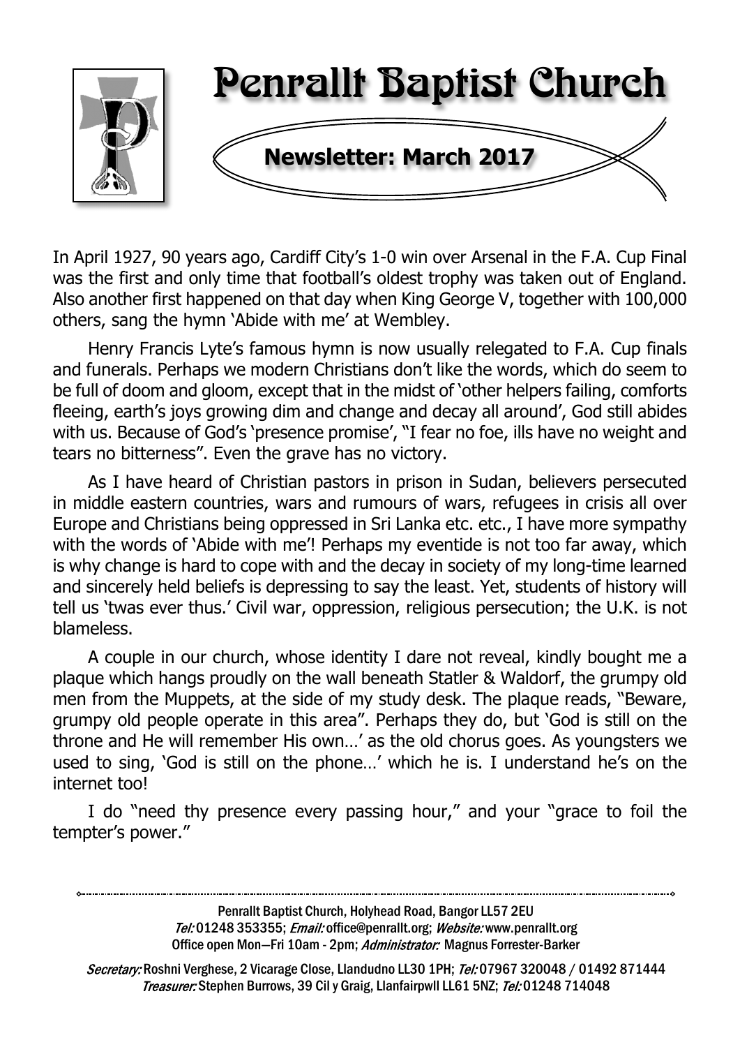# Penrallt Baptist Church

## Newsletter: March 2017

In April 1927, 90 years ago, Cardiff City's 1-0 win over Arsenal in the F.A. Cup Final was the first and only time that football's oldest trophy was taken out of England. Also another first happened on that day when King George V, together with 100,000 others, sang the hymn 'Abide with me' at Wembley.

Henry Francis Lyte's famous hymn is now usually relegated to F.A. Cup finals and funerals. Perhaps we modern Christians don't like the words, which do seem to be full of doom and gloom, except that in the midst of 'other helpers failing, comforts fleeing, earth's joys growing dim and change and decay all around', God still abides with us. Because of God's 'presence promise', "I fear no foe, ills have no weight and tears no bitterness". Even the grave has no victory.

As I have heard of Christian pastors in prison in Sudan, believers persecuted in middle eastern countries, wars and rumours of wars, refugees in crisis all over Europe and Christians being oppressed in Sri Lanka etc. etc., I have more sympathy with the words of 'Abide with me'! Perhaps my eventide is not too far away, which is why change is hard to cope with and the decay in society of my long-time learned and sincerely held beliefs is depressing to say the least. Yet, students of history will tell us 'twas ever thus.' Civil war, oppression, religious persecution; the U.K. is not blameless.

A couple in our church, whose identity I dare not reveal, kindly bought me a plaque which hangs proudly on the wall beneath Statler & Waldorf, the grumpy old men from the Muppets, at the side of my study desk. The plaque reads, "Beware, grumpy old people operate in this area". Perhaps they do, but 'God is still on the throne and He will remember His own…' as the old chorus goes. As youngsters we used to sing, 'God is still on the phone…' which he is. I understand he's on the internet too!

I do "need thy presence every passing hour," and your "grace to foil the tempter's power."

---

Penrallt Baptist Church, Holyhead Road, Bangor LL57 2EU
*Tel:* 01248 353355; *Email:* office@penrallt.org; *Website:* www.penrallt.org
Office open Mon—Fri 10am - 2pm; *Administrator:* Magnus Forrester-Barker

*Secretary:* Roshni Verghese, 2 Vicarage Close, Llandudno LL30 1PH; *Tel:* 07967 320048 / 01492 871444
*Treasurer:* Stephen Burrows, 39 Cil y Graig, Llanfairpwll LL61 5NZ; *Tel:* 01248 714048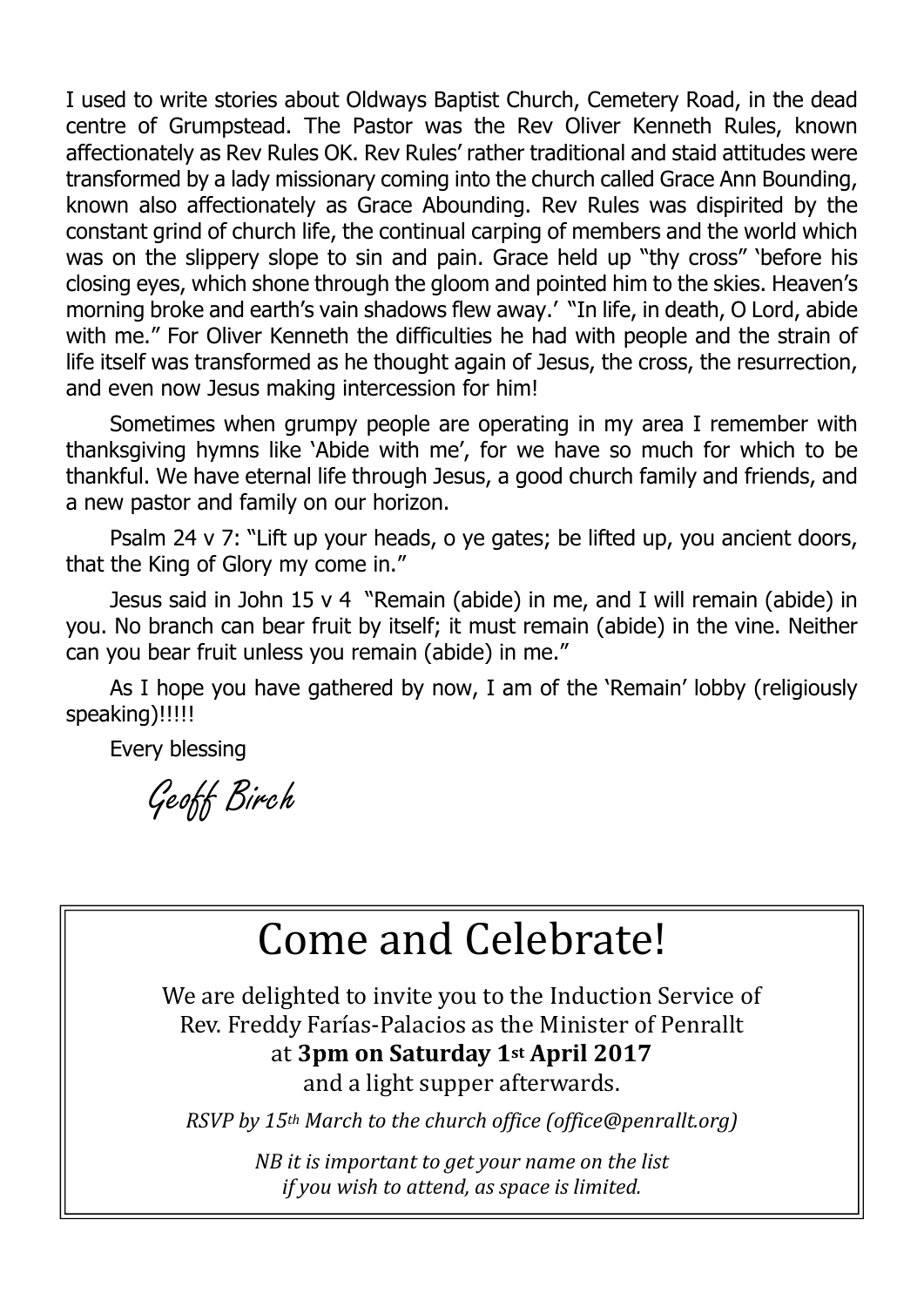I used to write stories about Oldways Baptist Church, Cemetery Road, in the dead centre of Grumpstead. The Pastor was the Rev Oliver Kenneth Rules, known affectionately as Rev Rules OK. Rev Rules' rather traditional and staid attitudes were transformed by a lady missionary coming into the church called Grace Ann Bounding, known also affectionately as Grace Abounding. Rev Rules was dispirited by the constant grind of church life, the continual carping of members and the world which was on the slippery slope to sin and pain. Grace held up "thy cross" 'before his closing eyes, which shone through the gloom and pointed him to the skies. Heaven's morning broke and earth's vain shadows flew away.' "In life, in death, O Lord, abide with me." For Oliver Kenneth the difficulties he had with people and the strain of life itself was transformed as he thought again of Jesus, the cross, the resurrection, and even now Jesus making intercession for him!

Sometimes when grumpy people are operating in my area I remember with thanksgiving hymns like 'Abide with me', for we have so much for which to be thankful. We have eternal life through Jesus, a good church family and friends, and a new pastor and family on our horizon.

Psalm 24 v 7: "Lift up your heads, o ye gates; be lifted up, you ancient doors, that the King of Glory my come in."

Jesus said in John 15 v 4 "Remain (abide) in me, and I will remain (abide) in you. No branch can bear fruit by itself; it must remain (abide) in the vine. Neither can you bear fruit unless you remain (abide) in me."

As I hope you have gathered by now, I am of the 'Remain' lobby (religiously speaking)!!!!!

Every blessing

*Geoff Birch*

# Come and Celebrate!

We are delighted to invite you to the Induction Service of Rev. Freddy Farías-Palacios as the Minister of Penrallt at **3pm on Saturday 1st April 2017** and a light supper afterwards.

*RSVP by 15th March to the church office (office@penrallt.org)*

*NB it is important to get your name on the list if you wish to attend, as space is limited.*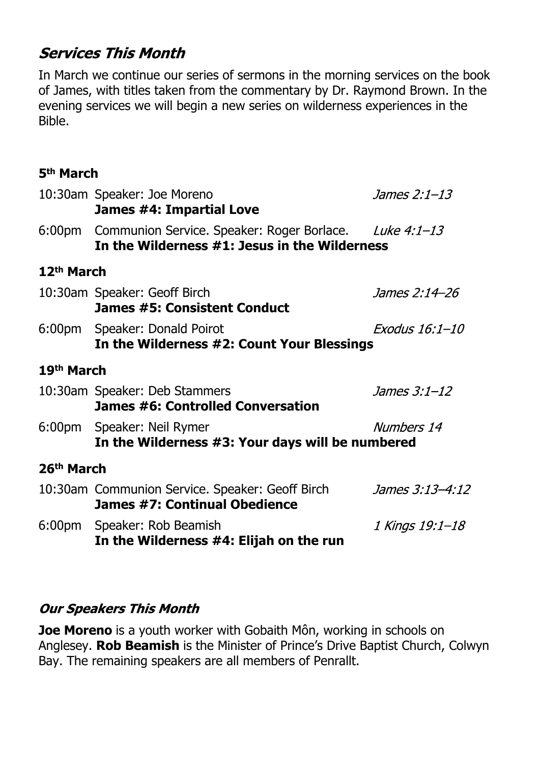## *Services This Month*

In March we continue our series of sermons in the morning services on the book of James, with titles taken from the commentary by Dr. Raymond Brown. In the evening services we will begin a new series on wilderness experiences in the Bible.

### 5th March

10:30am Speaker: Joe Moreno — *James 2:1–13*
**James #4: Impartial Love**

6:00pm Communion Service. Speaker: Roger Borlace. — *Luke 4:1–13*
**In the Wilderness #1: Jesus in the Wilderness**

### 12th March

10:30am Speaker: Geoff Birch — *James 2:14–26*
**James #5: Consistent Conduct**

6:00pm Speaker: Donald Poirot — *Exodus 16:1–10*
**In the Wilderness #2: Count Your Blessings**

### 19th March

10:30am Speaker: Deb Stammers — *James 3:1–12*
**James #6: Controlled Conversation**

6:00pm Speaker: Neil Rymer — *Numbers 14*
**In the Wilderness #3: Your days will be numbered**

### 26th March

10:30am Communion Service. Speaker: Geoff Birch — *James 3:13–4:12*
**James #7: Continual Obedience**

6:00pm Speaker: Rob Beamish — *1 Kings 19:1–18*
**In the Wilderness #4: Elijah on the run**

## *Our Speakers This Month*

**Joe Moreno** is a youth worker with Gobaith Môn, working in schools on Anglesey. **Rob Beamish** is the Minister of Prince's Drive Baptist Church, Colwyn Bay. The remaining speakers are all members of Penrallt.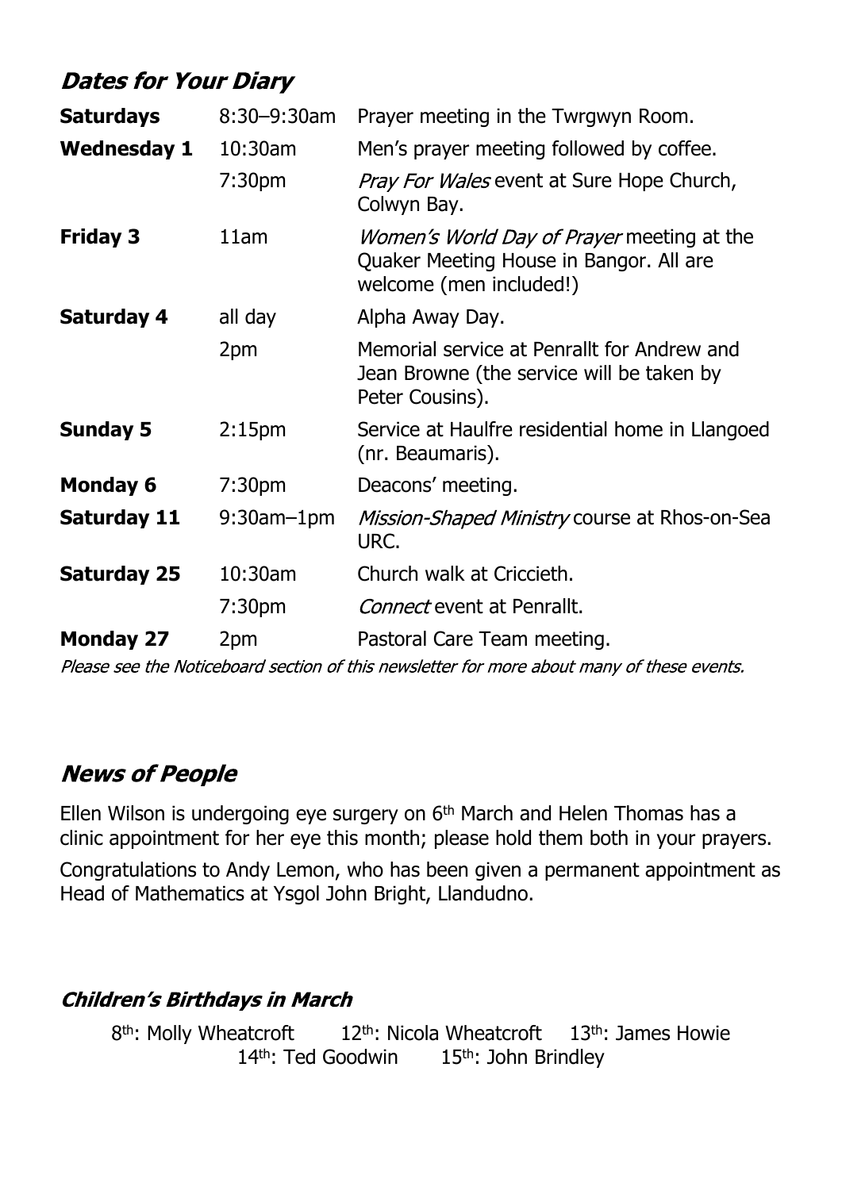## *Dates for Your Diary*

| | | |
|---|---|---|
| **Saturdays** | 8:30–9:30am | Prayer meeting in the Twrgwyn Room. |
| **Wednesday 1** | 10:30am | Men's prayer meeting followed by coffee. |
| | 7:30pm | *Pray For Wales* event at Sure Hope Church, Colwyn Bay. |
| **Friday 3** | 11am | *Women's World Day of Prayer* meeting at the Quaker Meeting House in Bangor. All are welcome (men included!) |
| **Saturday 4** | all day | Alpha Away Day. |
| | 2pm | Memorial service at Penrallt for Andrew and Jean Browne (the service will be taken by Peter Cousins). |
| **Sunday 5** | 2:15pm | Service at Haulfre residential home in Llangoed (nr. Beaumaris). |
| **Monday 6** | 7:30pm | Deacons' meeting. |
| **Saturday 11** | 9:30am–1pm | *Mission-Shaped Ministry* course at Rhos-on-Sea URC. |
| **Saturday 25** | 10:30am | Church walk at Criccieth. |
| | 7:30pm | *Connect* event at Penrallt. |
| **Monday 27** | 2pm | Pastoral Care Team meeting. |

*Please see the Noticeboard section of this newsletter for more about many of these events.*

## *News of People*

Ellen Wilson is undergoing eye surgery on 6th March and Helen Thomas has a clinic appointment for her eye this month; please hold them both in your prayers.

Congratulations to Andy Lemon, who has been given a permanent appointment as Head of Mathematics at Ysgol John Bright, Llandudno.

### *Children's Birthdays in March*

8th: Molly Wheatcroft    12th: Nicola Wheatcroft    13th: James Howie
14th: Ted Goodwin    15th: John Brindley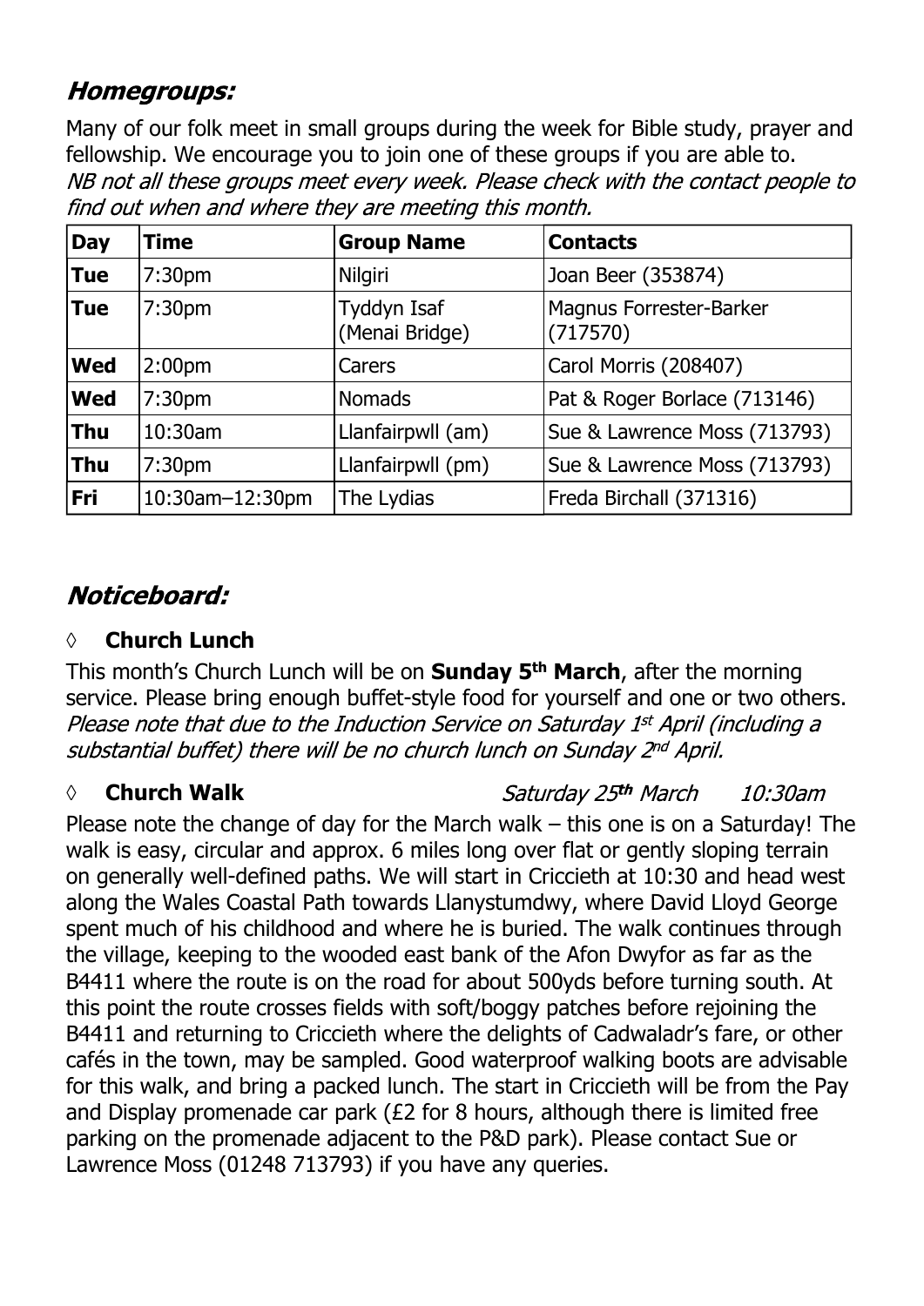## *Homegroups:*

Many of our folk meet in small groups during the week for Bible study, prayer and fellowship. We encourage you to join one of these groups if you are able to.
*NB not all these groups meet every week. Please check with the contact people to find out when and where they are meeting this month.*

| Day | Time | Group Name | Contacts |
|---|---|---|---|
| **Tue** | 7:30pm | Nilgiri | Joan Beer (353874) |
| **Tue** | 7:30pm | Tyddyn Isaf (Menai Bridge) | Magnus Forrester-Barker (717570) |
| **Wed** | 2:00pm | Carers | Carol Morris (208407) |
| **Wed** | 7:30pm | Nomads | Pat & Roger Borlace (713146) |
| **Thu** | 10:30am | Llanfairpwll (am) | Sue & Lawrence Moss (713793) |
| **Thu** | 7:30pm | Llanfairpwll (pm) | Sue & Lawrence Moss (713793) |
| **Fri** | 10:30am–12:30pm | The Lydias | Freda Birchall (371316) |

## *Noticeboard:*

◊ **Church Lunch**

This month's Church Lunch will be on **Sunday 5th March**, after the morning service. Please bring enough buffet-style food for yourself and one or two others. *Please note that due to the Induction Service on Saturday 1st April (including a substantial buffet) there will be no church lunch on Sunday 2nd April.*

◊ **Church Walk** *Saturday 25th March 10:30am*

Please note the change of day for the March walk – this one is on a Saturday! The walk is easy, circular and approx. 6 miles long over flat or gently sloping terrain on generally well-defined paths. We will start in Criccieth at 10:30 and head west along the Wales Coastal Path towards Llanystumdwy, where David Lloyd George spent much of his childhood and where he is buried. The walk continues through the village, keeping to the wooded east bank of the Afon Dwyfor as far as the B4411 where the route is on the road for about 500yds before turning south. At this point the route crosses fields with soft/boggy patches before rejoining the B4411 and returning to Criccieth where the delights of Cadwaladr's fare, or other cafés in the town, may be sampled. Good waterproof walking boots are advisable for this walk, and bring a packed lunch. The start in Criccieth will be from the Pay and Display promenade car park (£2 for 8 hours, although there is limited free parking on the promenade adjacent to the P&D park). Please contact Sue or Lawrence Moss (01248 713793) if you have any queries.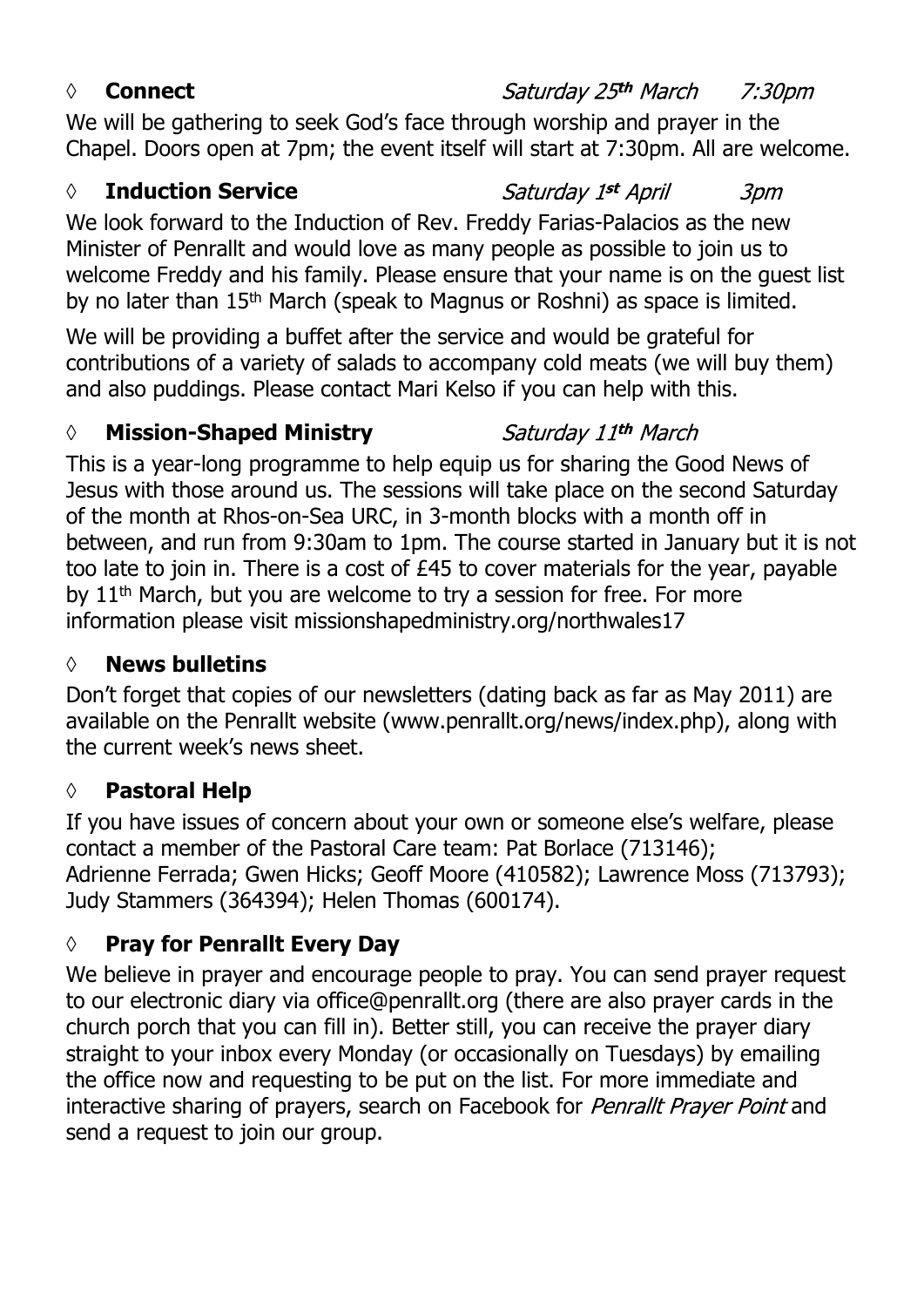## ◊ **Connect** *Saturday 25th March 7:30pm*

We will be gathering to seek God's face through worship and prayer in the Chapel. Doors open at 7pm; the event itself will start at 7:30pm. All are welcome.

## ◊ **Induction Service** *Saturday 1st April 3pm*

We look forward to the Induction of Rev. Freddy Farias-Palacios as the new Minister of Penrallt and would love as many people as possible to join us to welcome Freddy and his family. Please ensure that your name is on the guest list by no later than 15th March (speak to Magnus or Roshni) as space is limited.

We will be providing a buffet after the service and would be grateful for contributions of a variety of salads to accompany cold meats (we will buy them) and also puddings. Please contact Mari Kelso if you can help with this.

## ◊ **Mission-Shaped Ministry** *Saturday 11th March*

This is a year-long programme to help equip us for sharing the Good News of Jesus with those around us. The sessions will take place on the second Saturday of the month at Rhos-on-Sea URC, in 3-month blocks with a month off in between, and run from 9:30am to 1pm. The course started in January but it is not too late to join in. There is a cost of £45 to cover materials for the year, payable by 11th March, but you are welcome to try a session for free. For more information please visit missionshapedministry.org/northwales17

## ◊ **News bulletins**

Don't forget that copies of our newsletters (dating back as far as May 2011) are available on the Penrallt website (www.penrallt.org/news/index.php), along with the current week's news sheet.

## ◊ **Pastoral Help**

If you have issues of concern about your own or someone else's welfare, please contact a member of the Pastoral Care team: Pat Borlace (713146); Adrienne Ferrada; Gwen Hicks; Geoff Moore (410582); Lawrence Moss (713793); Judy Stammers (364394); Helen Thomas (600174).

## ◊ **Pray for Penrallt Every Day**

We believe in prayer and encourage people to pray. You can send prayer request to our electronic diary via office@penrallt.org (there are also prayer cards in the church porch that you can fill in). Better still, you can receive the prayer diary straight to your inbox every Monday (or occasionally on Tuesdays) by emailing the office now and requesting to be put on the list. For more immediate and interactive sharing of prayers, search on Facebook for *Penrallt Prayer Point* and send a request to join our group.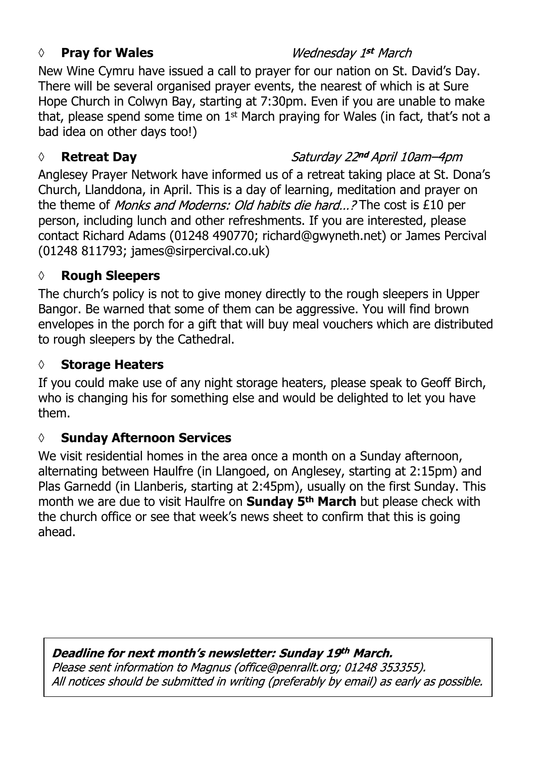◊ **Pray for Wales** *Wednesday 1st March*

New Wine Cymru have issued a call to prayer for our nation on St. David's Day. There will be several organised prayer events, the nearest of which is at Sure Hope Church in Colwyn Bay, starting at 7:30pm. Even if you are unable to make that, please spend some time on 1st March praying for Wales (in fact, that's not a bad idea on other days too!)

◊ **Retreat Day** *Saturday 22nd April 10am–4pm*

Anglesey Prayer Network have informed us of a retreat taking place at St. Dona's Church, Llanddona, in April. This is a day of learning, meditation and prayer on the theme of *Monks and Moderns: Old habits die hard…?* The cost is £10 per person, including lunch and other refreshments. If you are interested, please contact Richard Adams (01248 490770; richard@gwyneth.net) or James Percival (01248 811793; james@sirpercival.co.uk)

◊ **Rough Sleepers**

The church's policy is not to give money directly to the rough sleepers in Upper Bangor. Be warned that some of them can be aggressive. You will find brown envelopes in the porch for a gift that will buy meal vouchers which are distributed to rough sleepers by the Cathedral.

◊ **Storage Heaters**

If you could make use of any night storage heaters, please speak to Geoff Birch, who is changing his for something else and would be delighted to let you have them.

◊ **Sunday Afternoon Services**

We visit residential homes in the area once a month on a Sunday afternoon, alternating between Haulfre (in Llangoed, on Anglesey, starting at 2:15pm) and Plas Garnedd (in Llanberis, starting at 2:45pm), usually on the first Sunday. This month we are due to visit Haulfre on **Sunday 5th March** but please check with the church office or see that week's news sheet to confirm that this is going ahead.

***Deadline for next month's newsletter: Sunday 19th March.***
*Please sent information to Magnus (office@penrallt.org; 01248 353355).*
*All notices should be submitted in writing (preferably by email) as early as possible.*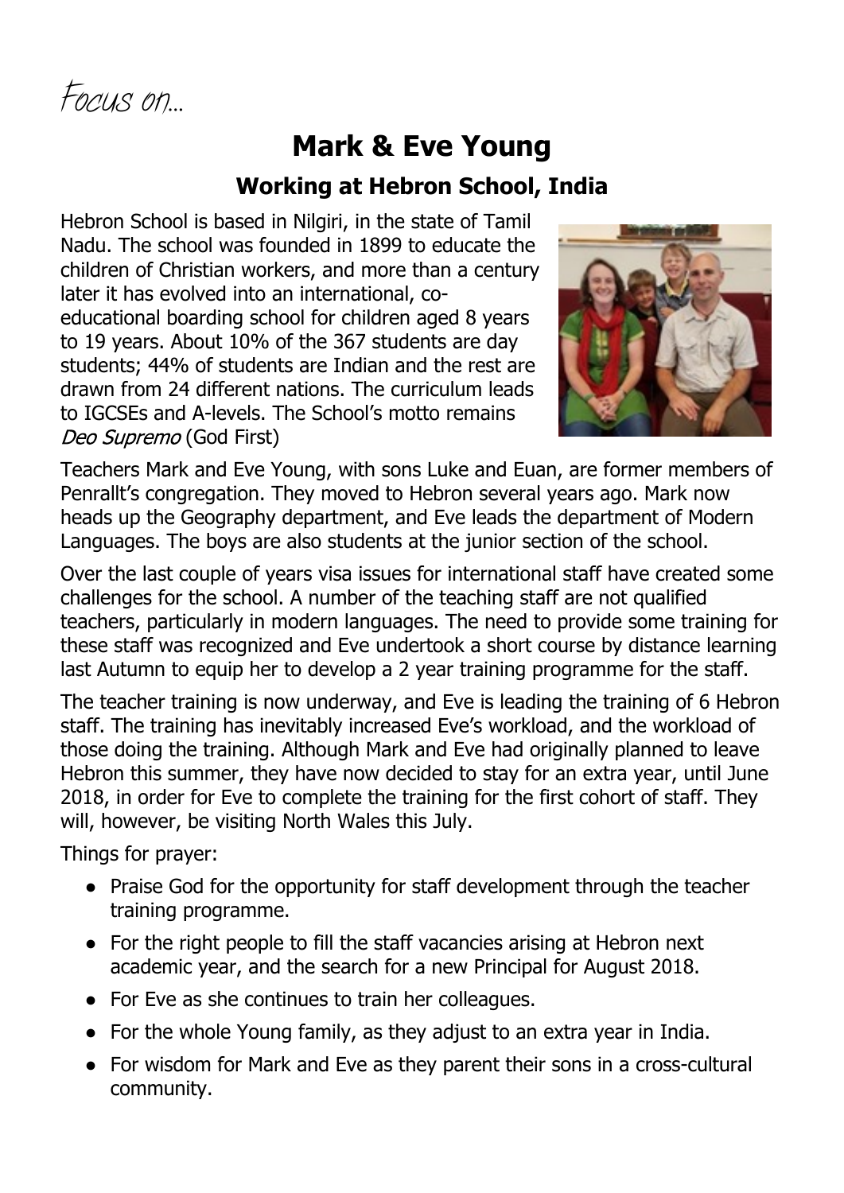*Focus on...*

# Mark & Eve Young

## Working at Hebron School, India

Hebron School is based in Nilgiri, in the state of Tamil Nadu. The school was founded in 1899 to educate the children of Christian workers, and more than a century later it has evolved into an international, co-educational boarding school for children aged 8 years to 19 years. About 10% of the 367 students are day students; 44% of students are Indian and the rest are drawn from 24 different nations. The curriculum leads to IGCSEs and A-levels. The School's motto remains *Deo Supremo* (God First)

Teachers Mark and Eve Young, with sons Luke and Euan, are former members of Penrallt's congregation. They moved to Hebron several years ago. Mark now heads up the Geography department, and Eve leads the department of Modern Languages. The boys are also students at the junior section of the school.

Over the last couple of years visa issues for international staff have created some challenges for the school. A number of the teaching staff are not qualified teachers, particularly in modern languages. The need to provide some training for these staff was recognized and Eve undertook a short course by distance learning last Autumn to equip her to develop a 2 year training programme for the staff.

The teacher training is now underway, and Eve is leading the training of 6 Hebron staff. The training has inevitably increased Eve's workload, and the workload of those doing the training. Although Mark and Eve had originally planned to leave Hebron this summer, they have now decided to stay for an extra year, until June 2018, in order for Eve to complete the training for the first cohort of staff. They will, however, be visiting North Wales this July.

Things for prayer:

- Praise God for the opportunity for staff development through the teacher training programme.
- For the right people to fill the staff vacancies arising at Hebron next academic year, and the search for a new Principal for August 2018.
- For Eve as she continues to train her colleagues.
- For the whole Young family, as they adjust to an extra year in India.
- For wisdom for Mark and Eve as they parent their sons in a cross-cultural community.